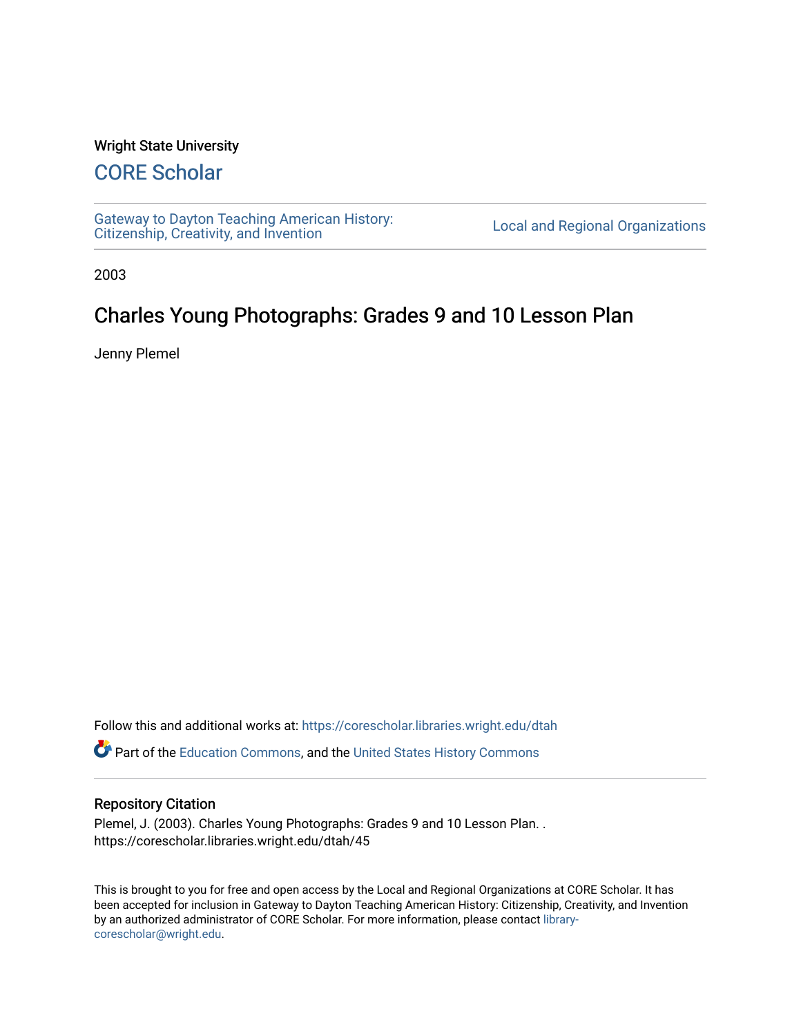Wright State University

# CORE Scholar

Gateway to Dayton Teaching American History: Citizenship, Creativity, and Invention

Local and Regional Organizations

2003

## Charles Young Photographs: Grades 9 and 10 Lesson Plan

Jenny Plemel

Follow this and additional works at: https://corescholar.libraries.wright.edu/dtah

Part of the Education Commons, and the United States History Commons

### Repository Citation

Plemel, J. (2003). Charles Young Photographs: Grades 9 and 10 Lesson Plan. . https://corescholar.libraries.wright.edu/dtah/45

This is brought to you for free and open access by the Local and Regional Organizations at CORE Scholar. It has been accepted for inclusion in Gateway to Dayton Teaching American History: Citizenship, Creativity, and Invention by an authorized administrator of CORE Scholar. For more information, please contact library-corescholar@wright.edu.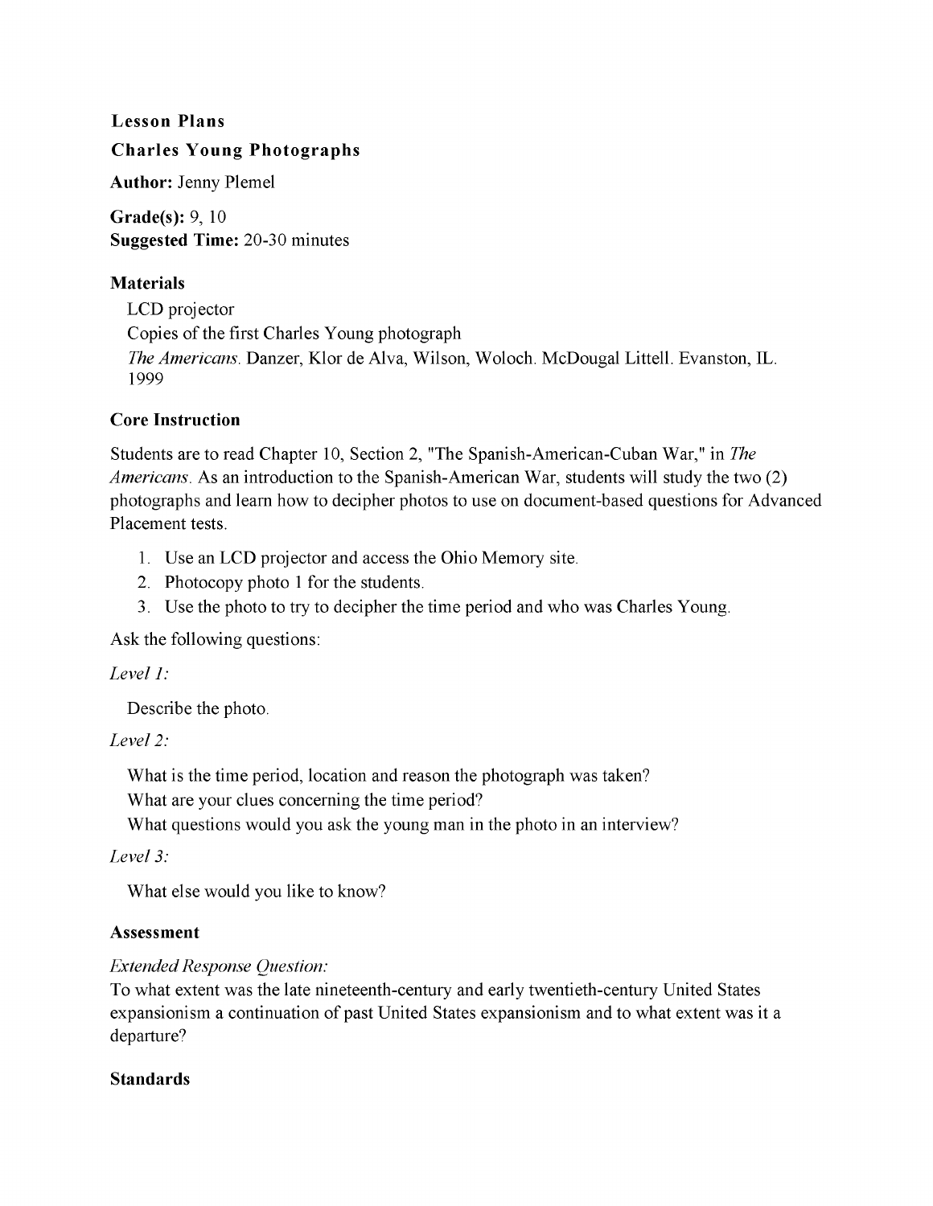**Lesson Plans**

**Charles Young Photographs**

**Author:** Jenny Plemel

**Grade(s):** 9, 10
**Suggested Time:** 20-30 minutes

**Materials**

LCD projector
Copies of the first Charles Young photograph
*The Americans*. Danzer, Klor de Alva, Wilson, Woloch. McDougal Littell. Evanston, IL. 1999

**Core Instruction**

Students are to read Chapter 10, Section 2, "The Spanish-American-Cuban War," in *The Americans*. As an introduction to the Spanish-American War, students will study the two (2) photographs and learn how to decipher photos to use on document-based questions for Advanced Placement tests.

1. Use an LCD projector and access the Ohio Memory site.
2. Photocopy photo 1 for the students.
3. Use the photo to try to decipher the time period and who was Charles Young.

Ask the following questions:

*Level 1:*

Describe the photo.

*Level 2:*

What is the time period, location and reason the photograph was taken?
What are your clues concerning the time period?
What questions would you ask the young man in the photo in an interview?

*Level 3:*

What else would you like to know?

**Assessment**

*Extended Response Question:*
To what extent was the late nineteenth-century and early twentieth-century United States expansionism a continuation of past United States expansionism and to what extent was it a departure?

**Standards**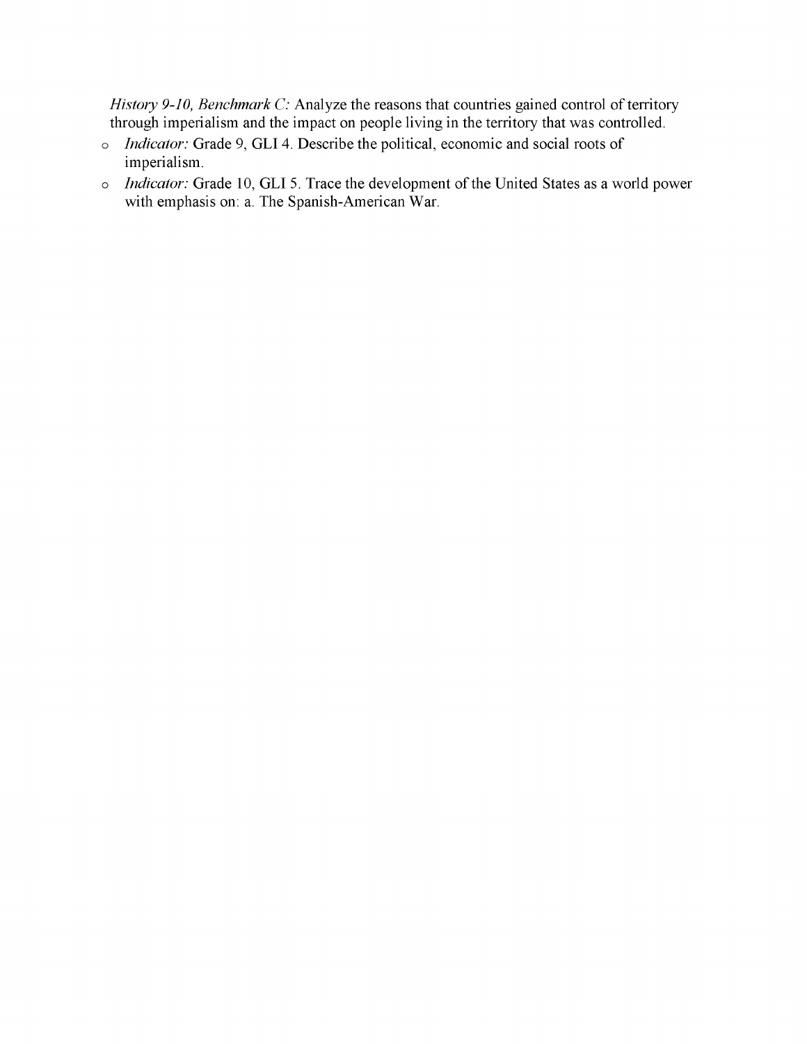*History 9-10, Benchmark C:* Analyze the reasons that countries gained control of territory through imperialism and the impact on people living in the territory that was controlled.

- *Indicator:* Grade 9, GLI 4. Describe the political, economic and social roots of imperialism.
- *Indicator:* Grade 10, GLI 5. Trace the development of the United States as a world power with emphasis on: a. The Spanish-American War.